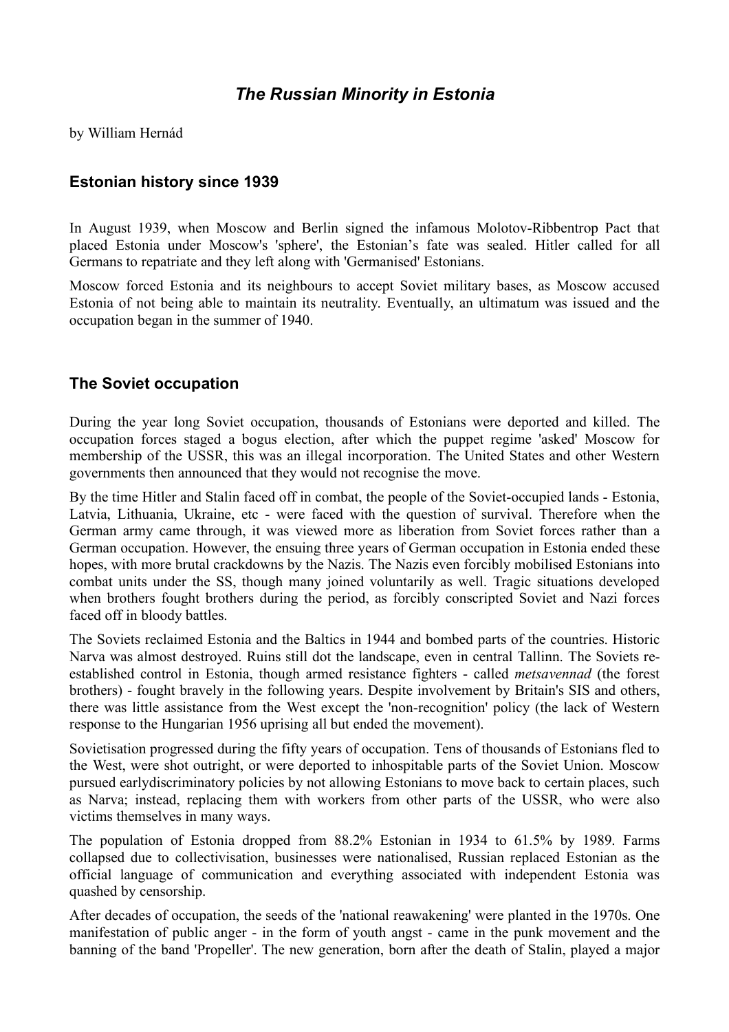# *The Russian Minority in Estonia*

by William Hernád

## Estonian history since 1939

In August 1939, when Moscow and Berlin signed the infamous Molotov-Ribbentrop Pact that placed Estonia under Moscow's 'sphere', the Estonian's fate was sealed. Hitler called for all Germans to repatriate and they left along with 'Germanised' Estonians.

Moscow forced Estonia and its neighbours to accept Soviet military bases, as Moscow accused Estonia of not being able to maintain its neutrality. Eventually, an ultimatum was issued and the occupation began in the summer of 1940.

## The Soviet occupation

During the year long Soviet occupation, thousands of Estonians were deported and killed. The occupation forces staged a bogus election, after which the puppet regime 'asked' Moscow for membership of the USSR, this was an illegal incorporation. The United States and other Western governments then announced that they would not recognise the move.

By the time Hitler and Stalin faced off in combat, the people of the Soviet-occupied lands - Estonia, Latvia, Lithuania, Ukraine, etc - were faced with the question of survival. Therefore when the German army came through, it was viewed more as liberation from Soviet forces rather than a German occupation. However, the ensuing three years of German occupation in Estonia ended these hopes, with more brutal crackdowns by the Nazis. The Nazis even forcibly mobilised Estonians into combat units under the SS, though many joined voluntarily as well. Tragic situations developed when brothers fought brothers during the period, as forcibly conscripted Soviet and Nazi forces faced off in bloody battles.

The Soviets reclaimed Estonia and the Baltics in 1944 and bombed parts of the countries. Historic Narva was almost destroyed. Ruins still dot the landscape, even in central Tallinn. The Soviets re-established control in Estonia, though armed resistance fighters - called *metsavennad* (the forest brothers) - fought bravely in the following years. Despite involvement by Britain's SIS and others, there was little assistance from the West except the 'non-recognition' policy (the lack of Western response to the Hungarian 1956 uprising all but ended the movement).

Sovietisation progressed during the fifty years of occupation. Tens of thousands of Estonians fled to the West, were shot outright, or were deported to inhospitable parts of the Soviet Union. Moscow pursued earlydiscriminatory policies by not allowing Estonians to move back to certain places, such as Narva; instead, replacing them with workers from other parts of the USSR, who were also victims themselves in many ways.

The population of Estonia dropped from 88.2% Estonian in 1934 to 61.5% by 1989. Farms collapsed due to collectivisation, businesses were nationalised, Russian replaced Estonian as the official language of communication and everything associated with independent Estonia was quashed by censorship.

After decades of occupation, the seeds of the 'national reawakening' were planted in the 1970s. One manifestation of public anger - in the form of youth angst - came in the punk movement and the banning of the band 'Propeller'. The new generation, born after the death of Stalin, played a major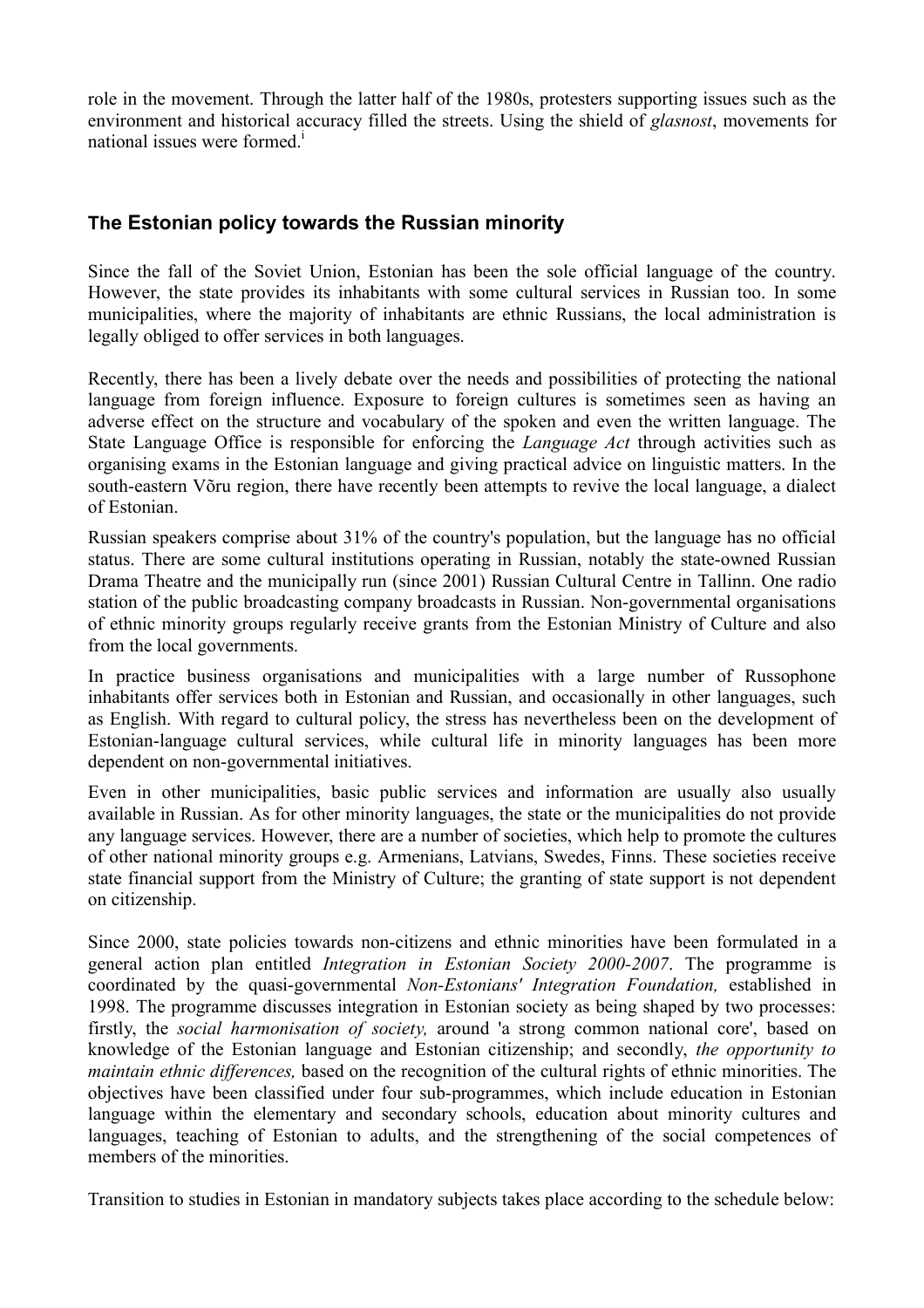role in the movement. Through the latter half of the 1980s, protesters supporting issues such as the environment and historical accuracy filled the streets. Using the shield of *glasnost*, movements for national issues were formed.[i]

## The Estonian policy towards the Russian minority

Since the fall of the Soviet Union, Estonian has been the sole official language of the country. However, the state provides its inhabitants with some cultural services in Russian too. In some municipalities, where the majority of inhabitants are ethnic Russians, the local administration is legally obliged to offer services in both languages.

Recently, there has been a lively debate over the needs and possibilities of protecting the national language from foreign influence. Exposure to foreign cultures is sometimes seen as having an adverse effect on the structure and vocabulary of the spoken and even the written language. The State Language Office is responsible for enforcing the *Language Act* through activities such as organising exams in the Estonian language and giving practical advice on linguistic matters. In the south-eastern Võru region, there have recently been attempts to revive the local language, a dialect of Estonian.

Russian speakers comprise about 31% of the country's population, but the language has no official status. There are some cultural institutions operating in Russian, notably the state-owned Russian Drama Theatre and the municipally run (since 2001) Russian Cultural Centre in Tallinn. One radio station of the public broadcasting company broadcasts in Russian. Non-governmental organisations of ethnic minority groups regularly receive grants from the Estonian Ministry of Culture and also from the local governments.

In practice business organisations and municipalities with a large number of Russophone inhabitants offer services both in Estonian and Russian, and occasionally in other languages, such as English. With regard to cultural policy, the stress has nevertheless been on the development of Estonian-language cultural services, while cultural life in minority languages has been more dependent on non-governmental initiatives.

Even in other municipalities, basic public services and information are usually also usually available in Russian. As for other minority languages, the state or the municipalities do not provide any language services. However, there are a number of societies, which help to promote the cultures of other national minority groups e.g. Armenians, Latvians, Swedes, Finns. These societies receive state financial support from the Ministry of Culture; the granting of state support is not dependent on citizenship.

Since 2000, state policies towards non-citizens and ethnic minorities have been formulated in a general action plan entitled *Integration in Estonian Society 2000-2007*. The programme is coordinated by the quasi-governmental *Non-Estonians' Integration Foundation,* established in 1998. The programme discusses integration in Estonian society as being shaped by two processes: firstly, the *social harmonisation of society,* around 'a strong common national core', based on knowledge of the Estonian language and Estonian citizenship; and secondly, *the opportunity to maintain ethnic differences,* based on the recognition of the cultural rights of ethnic minorities. The objectives have been classified under four sub-programmes, which include education in Estonian language within the elementary and secondary schools, education about minority cultures and languages, teaching of Estonian to adults, and the strengthening of the social competences of members of the minorities.

Transition to studies in Estonian in mandatory subjects takes place according to the schedule below: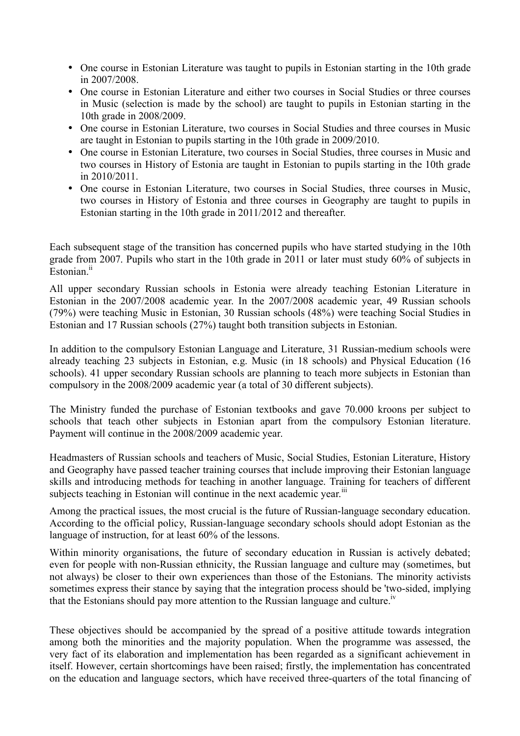- One course in Estonian Literature was taught to pupils in Estonian starting in the 10th grade in 2007/2008.
- One course in Estonian Literature and either two courses in Social Studies or three courses in Music (selection is made by the school) are taught to pupils in Estonian starting in the 10th grade in 2008/2009.
- One course in Estonian Literature, two courses in Social Studies and three courses in Music are taught in Estonian to pupils starting in the 10th grade in 2009/2010.
- One course in Estonian Literature, two courses in Social Studies, three courses in Music and two courses in History of Estonia are taught in Estonian to pupils starting in the 10th grade in 2010/2011.
- One course in Estonian Literature, two courses in Social Studies, three courses in Music, two courses in History of Estonia and three courses in Geography are taught to pupils in Estonian starting in the 10th grade in 2011/2012 and thereafter.

Each subsequent stage of the transition has concerned pupils who have started studying in the 10th grade from 2007. Pupils who start in the 10th grade in 2011 or later must study 60% of subjects in Estonian.[ii]

All upper secondary Russian schools in Estonia were already teaching Estonian Literature in Estonian in the 2007/2008 academic year. In the 2007/2008 academic year, 49 Russian schools (79%) were teaching Music in Estonian, 30 Russian schools (48%) were teaching Social Studies in Estonian and 17 Russian schools (27%) taught both transition subjects in Estonian.

In addition to the compulsory Estonian Language and Literature, 31 Russian-medium schools were already teaching 23 subjects in Estonian, e.g. Music (in 18 schools) and Physical Education (16 schools). 41 upper secondary Russian schools are planning to teach more subjects in Estonian than compulsory in the 2008/2009 academic year (a total of 30 different subjects).

The Ministry funded the purchase of Estonian textbooks and gave 70.000 kroons per subject to schools that teach other subjects in Estonian apart from the compulsory Estonian literature. Payment will continue in the 2008/2009 academic year.

Headmasters of Russian schools and teachers of Music, Social Studies, Estonian Literature, History and Geography have passed teacher training courses that include improving their Estonian language skills and introducing methods for teaching in another language. Training for teachers of different subjects teaching in Estonian will continue in the next academic year.[iii]

Among the practical issues, the most crucial is the future of Russian-language secondary education. According to the official policy, Russian-language secondary schools should adopt Estonian as the language of instruction, for at least 60% of the lessons.

Within minority organisations, the future of secondary education in Russian is actively debated; even for people with non-Russian ethnicity, the Russian language and culture may (sometimes, but not always) be closer to their own experiences than those of the Estonians. The minority activists sometimes express their stance by saying that the integration process should be 'two-sided, implying that the Estonians should pay more attention to the Russian language and culture.[iv]

These objectives should be accompanied by the spread of a positive attitude towards integration among both the minorities and the majority population. When the programme was assessed, the very fact of its elaboration and implementation has been regarded as a significant achievement in itself. However, certain shortcomings have been raised; firstly, the implementation has concentrated on the education and language sectors, which have received three-quarters of the total financing of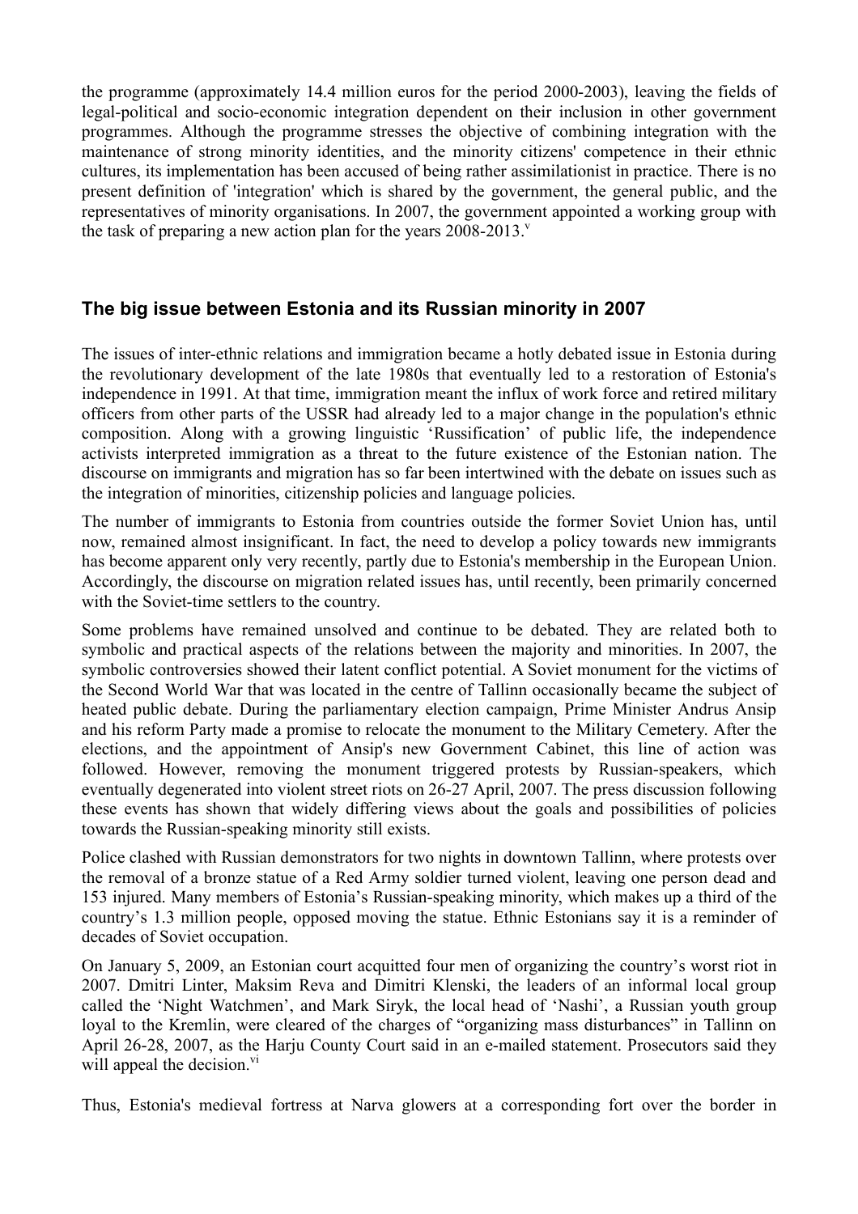the programme (approximately 14.4 million euros for the period 2000-2003), leaving the fields of legal-political and socio-economic integration dependent on their inclusion in other government programmes. Although the programme stresses the objective of combining integration with the maintenance of strong minority identities, and the minority citizens' competence in their ethnic cultures, its implementation has been accused of being rather assimilationist in practice. There is no present definition of 'integration' which is shared by the government, the general public, and the representatives of minority organisations. In 2007, the government appointed a working group with the task of preparing a new action plan for the years 2008-2013.[v]

## The big issue between Estonia and its Russian minority in 2007

The issues of inter-ethnic relations and immigration became a hotly debated issue in Estonia during the revolutionary development of the late 1980s that eventually led to a restoration of Estonia's independence in 1991. At that time, immigration meant the influx of work force and retired military officers from other parts of the USSR had already led to a major change in the population's ethnic composition. Along with a growing linguistic 'Russification' of public life, the independence activists interpreted immigration as a threat to the future existence of the Estonian nation. The discourse on immigrants and migration has so far been intertwined with the debate on issues such as the integration of minorities, citizenship policies and language policies.

The number of immigrants to Estonia from countries outside the former Soviet Union has, until now, remained almost insignificant. In fact, the need to develop a policy towards new immigrants has become apparent only very recently, partly due to Estonia's membership in the European Union. Accordingly, the discourse on migration related issues has, until recently, been primarily concerned with the Soviet-time settlers to the country.

Some problems have remained unsolved and continue to be debated. They are related both to symbolic and practical aspects of the relations between the majority and minorities. In 2007, the symbolic controversies showed their latent conflict potential. A Soviet monument for the victims of the Second World War that was located in the centre of Tallinn occasionally became the subject of heated public debate. During the parliamentary election campaign, Prime Minister Andrus Ansip and his reform Party made a promise to relocate the monument to the Military Cemetery. After the elections, and the appointment of Ansip's new Government Cabinet, this line of action was followed. However, removing the monument triggered protests by Russian-speakers, which eventually degenerated into violent street riots on 26-27 April, 2007. The press discussion following these events has shown that widely differing views about the goals and possibilities of policies towards the Russian-speaking minority still exists.

Police clashed with Russian demonstrators for two nights in downtown Tallinn, where protests over the removal of a bronze statue of a Red Army soldier turned violent, leaving one person dead and 153 injured. Many members of Estonia's Russian-speaking minority, which makes up a third of the country's 1.3 million people, opposed moving the statue. Ethnic Estonians say it is a reminder of decades of Soviet occupation.

On January 5, 2009, an Estonian court acquitted four men of organizing the country's worst riot in 2007. Dmitri Linter, Maksim Reva and Dimitri Klenski, the leaders of an informal local group called the 'Night Watchmen', and Mark Siryk, the local head of 'Nashi', a Russian youth group loyal to the Kremlin, were cleared of the charges of "organizing mass disturbances" in Tallinn on April 26-28, 2007, as the Harju County Court said in an e-mailed statement. Prosecutors said they will appeal the decision.[vi]

Thus, Estonia's medieval fortress at Narva glowers at a corresponding fort over the border in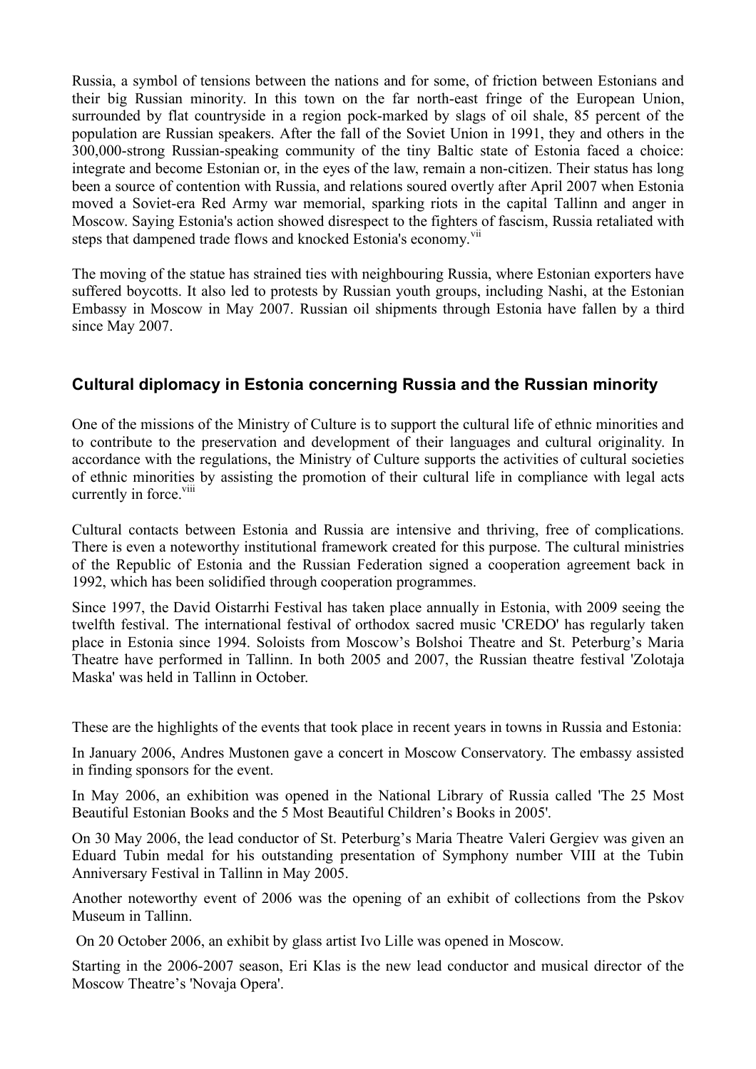Russia, a symbol of tensions between the nations and for some, of friction between Estonians and their big Russian minority. In this town on the far north-east fringe of the European Union, surrounded by flat countryside in a region pock-marked by slags of oil shale, 85 percent of the population are Russian speakers. After the fall of the Soviet Union in 1991, they and others in the 300,000-strong Russian-speaking community of the tiny Baltic state of Estonia faced a choice: integrate and become Estonian or, in the eyes of the law, remain a non-citizen. Their status has long been a source of contention with Russia, and relations soured overtly after April 2007 when Estonia moved a Soviet-era Red Army war memorial, sparking riots in the capital Tallinn and anger in Moscow. Saying Estonia's action showed disrespect to the fighters of fascism, Russia retaliated with steps that dampened trade flows and knocked Estonia's economy.[vii]

The moving of the statue has strained ties with neighbouring Russia, where Estonian exporters have suffered boycotts. It also led to protests by Russian youth groups, including Nashi, at the Estonian Embassy in Moscow in May 2007. Russian oil shipments through Estonia have fallen by a third since May 2007.

## Cultural diplomacy in Estonia concerning Russia and the Russian minority

One of the missions of the Ministry of Culture is to support the cultural life of ethnic minorities and to contribute to the preservation and development of their languages and cultural originality. In accordance with the regulations, the Ministry of Culture supports the activities of cultural societies of ethnic minorities by assisting the promotion of their cultural life in compliance with legal acts currently in force.[viii]

Cultural contacts between Estonia and Russia are intensive and thriving, free of complications. There is even a noteworthy institutional framework created for this purpose. The cultural ministries of the Republic of Estonia and the Russian Federation signed a cooperation agreement back in 1992, which has been solidified through cooperation programmes.

Since 1997, the David Oistarrhi Festival has taken place annually in Estonia, with 2009 seeing the twelfth festival. The international festival of orthodox sacred music 'CREDO' has regularly taken place in Estonia since 1994. Soloists from Moscow's Bolshoi Theatre and St. Peterburg's Maria Theatre have performed in Tallinn. In both 2005 and 2007, the Russian theatre festival 'Zolotaja Maska' was held in Tallinn in October.

These are the highlights of the events that took place in recent years in towns in Russia and Estonia:

In January 2006, Andres Mustonen gave a concert in Moscow Conservatory. The embassy assisted in finding sponsors for the event.

In May 2006, an exhibition was opened in the National Library of Russia called 'The 25 Most Beautiful Estonian Books and the 5 Most Beautiful Children's Books in 2005'.

On 30 May 2006, the lead conductor of St. Peterburg's Maria Theatre Valeri Gergiev was given an Eduard Tubin medal for his outstanding presentation of Symphony number VIII at the Tubin Anniversary Festival in Tallinn in May 2005.

Another noteworthy event of 2006 was the opening of an exhibit of collections from the Pskov Museum in Tallinn.

On 20 October 2006, an exhibit by glass artist Ivo Lille was opened in Moscow.

Starting in the 2006-2007 season, Eri Klas is the new lead conductor and musical director of the Moscow Theatre's 'Novaja Opera'.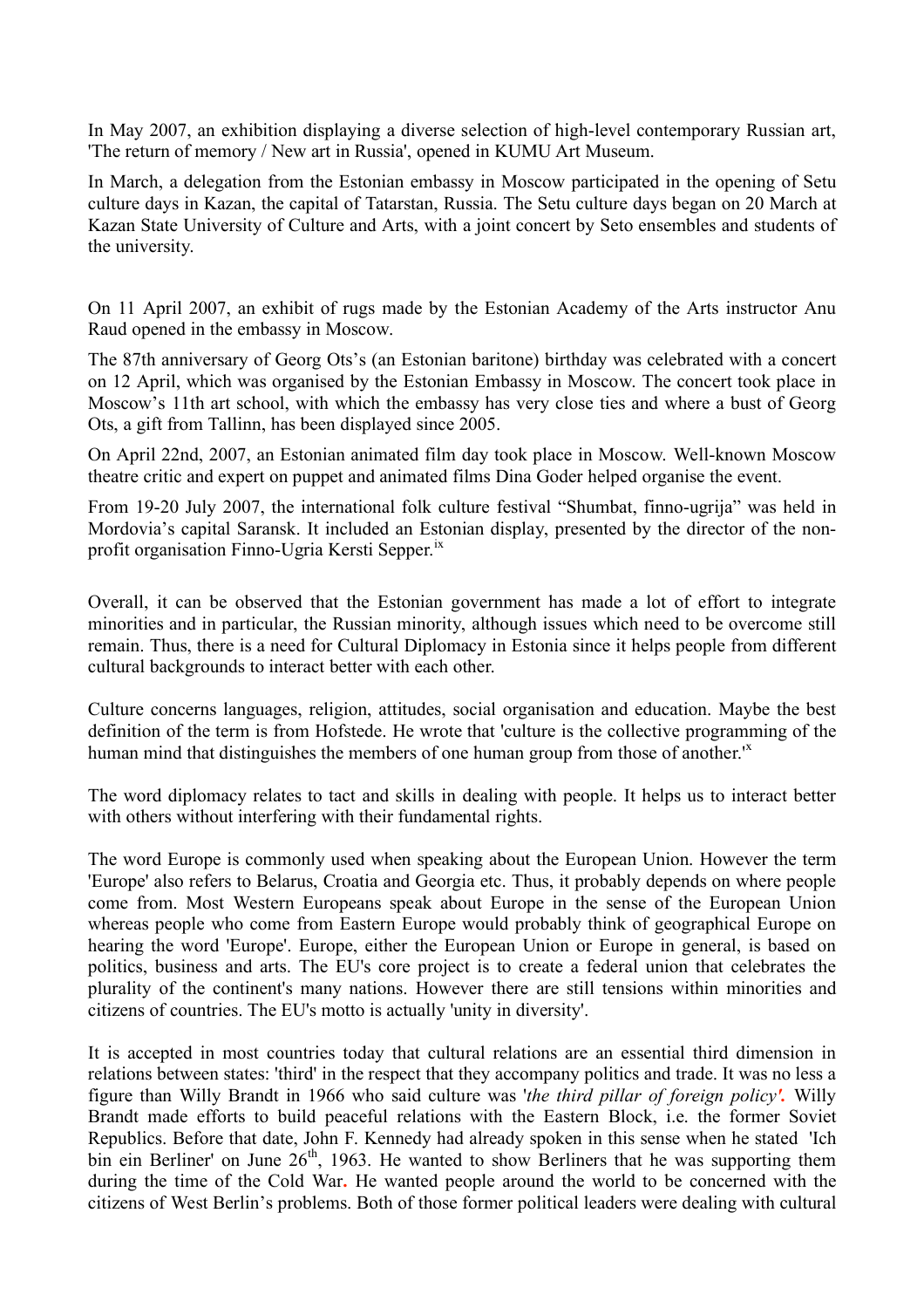In May 2007, an exhibition displaying a diverse selection of high-level contemporary Russian art, 'The return of memory / New art in Russia', opened in KUMU Art Museum.

In March, a delegation from the Estonian embassy in Moscow participated in the opening of Setu culture days in Kazan, the capital of Tatarstan, Russia. The Setu culture days began on 20 March at Kazan State University of Culture and Arts, with a joint concert by Seto ensembles and students of the university.

On 11 April 2007, an exhibit of rugs made by the Estonian Academy of the Arts instructor Anu Raud opened in the embassy in Moscow.

The 87th anniversary of Georg Ots's (an Estonian baritone) birthday was celebrated with a concert on 12 April, which was organised by the Estonian Embassy in Moscow. The concert took place in Moscow's 11th art school, with which the embassy has very close ties and where a bust of Georg Ots, a gift from Tallinn, has been displayed since 2005.

On April 22nd, 2007, an Estonian animated film day took place in Moscow. Well-known Moscow theatre critic and expert on puppet and animated films Dina Goder helped organise the event.

From 19-20 July 2007, the international folk culture festival "Shumbat, finno-ugrija" was held in Mordovia's capital Saransk. It included an Estonian display, presented by the director of the non-profit organisation Finno-Ugria Kersti Sepper.[ix]

Overall, it can be observed that the Estonian government has made a lot of effort to integrate minorities and in particular, the Russian minority, although issues which need to be overcome still remain. Thus, there is a need for Cultural Diplomacy in Estonia since it helps people from different cultural backgrounds to interact better with each other.

Culture concerns languages, religion, attitudes, social organisation and education. Maybe the best definition of the term is from Hofstede. He wrote that 'culture is the collective programming of the human mind that distinguishes the members of one human group from those of another.'[x]

The word diplomacy relates to tact and skills in dealing with people. It helps us to interact better with others without interfering with their fundamental rights.

The word Europe is commonly used when speaking about the European Union. However the term 'Europe' also refers to Belarus, Croatia and Georgia etc. Thus, it probably depends on where people come from. Most Western Europeans speak about Europe in the sense of the European Union whereas people who come from Eastern Europe would probably think of geographical Europe on hearing the word 'Europe'. Europe, either the European Union or Europe in general, is based on politics, business and arts. The EU's core project is to create a federal union that celebrates the plurality of the continent's many nations. However there are still tensions within minorities and citizens of countries. The EU's motto is actually 'unity in diversity'.

It is accepted in most countries today that cultural relations are an essential third dimension in relations between states: 'third' in the respect that they accompany politics and trade. It was no less a figure than Willy Brandt in 1966 who said culture was '*the third pillar of foreign policy*'. Willy Brandt made efforts to build peaceful relations with the Eastern Block, i.e. the former Soviet Republics. Before that date, John F. Kennedy had already spoken in this sense when he stated 'Ich bin ein Berliner' on June 26th, 1963. He wanted to show Berliners that he was supporting them during the time of the Cold War. He wanted people around the world to be concerned with the citizens of West Berlin's problems. Both of those former political leaders were dealing with cultural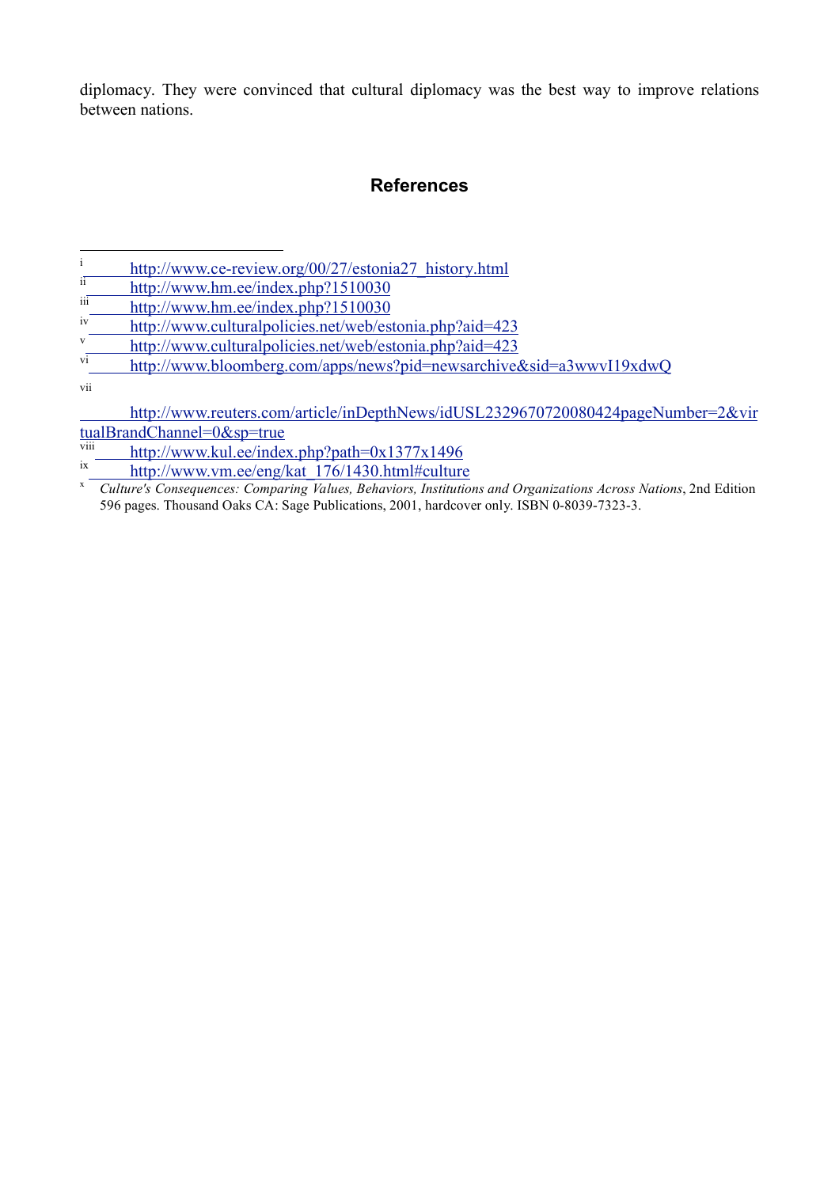diplomacy. They were convinced that cultural diplomacy was the best way to improve relations between nations.

## References

[i] http://www.ce-review.org/00/27/estonia27_history.html

[ii] http://www.hm.ee/index.php?1510030

[iii] http://www.hm.ee/index.php?1510030

[iv] http://www.culturalpolicies.net/web/estonia.php?aid=423

[v] http://www.culturalpolicies.net/web/estonia.php?aid=423

[vi] http://www.bloomberg.com/apps/news?pid=newsarchive&sid=a3wwvI19xdwQ

[vii] http://www.reuters.com/article/inDepthNews/idUSL2329670720080424pageNumber=2&virtualBrandChannel=0&sp=true

[viii] http://www.kul.ee/index.php?path=0x1377x1496

[ix] http://www.vm.ee/eng/kat_176/1430.html#culture

[x] *Culture's Consequences: Comparing Values, Behaviors, Institutions and Organizations Across Nations*, 2nd Edition 596 pages. Thousand Oaks CA: Sage Publications, 2001, hardcover only. ISBN 0-8039-7323-3.